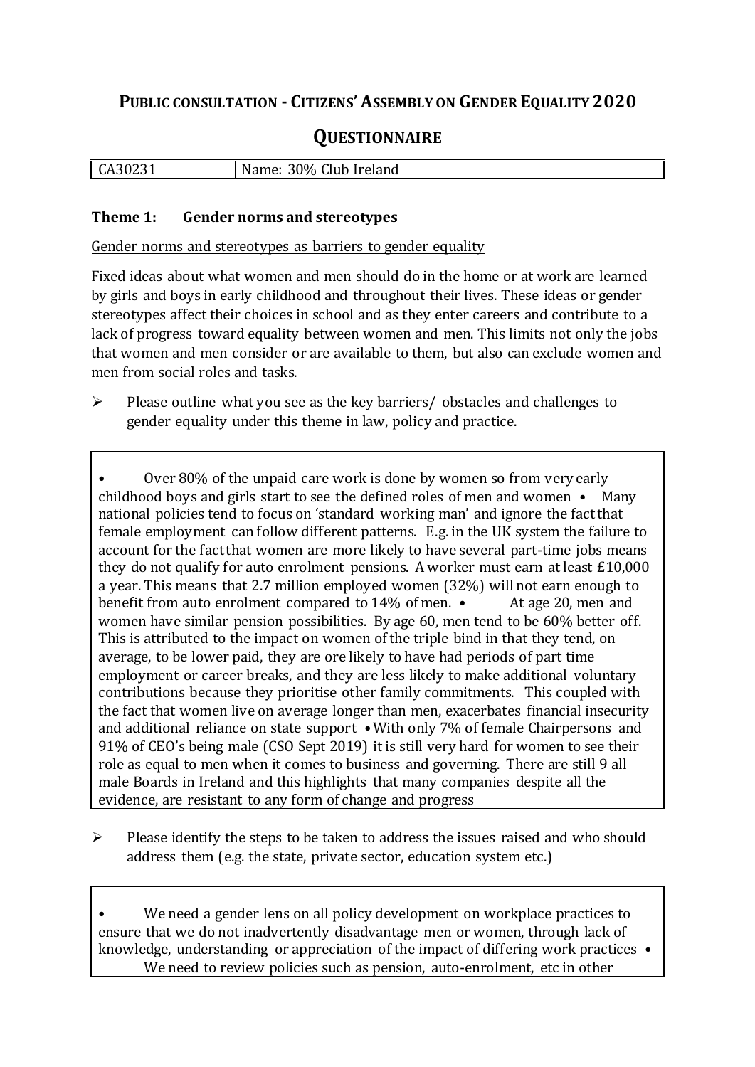# PUBLIC CONSULTATION - CITIZENS' ASSEMBLY ON GENDER EQUALITY 2020

## QUESTIONNAIRE

| CA30231 | Name: 30% Club Ireland |
| --- | --- |

### Theme 1: Gender norms and stereotypes

Gender norms and stereotypes as barriers to gender equality

Fixed ideas about what women and men should do in the home or at work are learned by girls and boys in early childhood and throughout their lives. These ideas or gender stereotypes affect their choices in school and as they enter careers and contribute to a lack of progress toward equality between women and men. This limits not only the jobs that women and men consider or are available to them, but also can exclude women and men from social roles and tasks.

➢ Please outline what you see as the key barriers/ obstacles and challenges to gender equality under this theme in law, policy and practice.

• Over 80% of the unpaid care work is done by women so from very early childhood boys and girls start to see the defined roles of men and women • Many national policies tend to focus on 'standard working man' and ignore the fact that female employment can follow different patterns. E.g. in the UK system the failure to account for the fact that women are more likely to have several part-time jobs means they do not qualify for auto enrolment pensions. A worker must earn at least £10,000 a year. This means that 2.7 million employed women (32%) will not earn enough to benefit from auto enrolment compared to 14% of men. • At age 20, men and women have similar pension possibilities. By age 60, men tend to be 60% better off. This is attributed to the impact on women of the triple bind in that they tend, on average, to be lower paid, they are ore likely to have had periods of part time employment or career breaks, and they are less likely to make additional voluntary contributions because they prioritise other family commitments. This coupled with the fact that women live on average longer than men, exacerbates financial insecurity and additional reliance on state support • With only 7% of female Chairpersons and 91% of CEO's being male (CSO Sept 2019) it is still very hard for women to see their role as equal to men when it comes to business and governing. There are still 9 all male Boards in Ireland and this highlights that many companies despite all the evidence, are resistant to any form of change and progress

➢ Please identify the steps to be taken to address the issues raised and who should address them (e.g. the state, private sector, education system etc.)

• We need a gender lens on all policy development on workplace practices to ensure that we do not inadvertently disadvantage men or women, through lack of knowledge, understanding or appreciation of the impact of differing work practices • We need to review policies such as pension, auto-enrolment, etc in other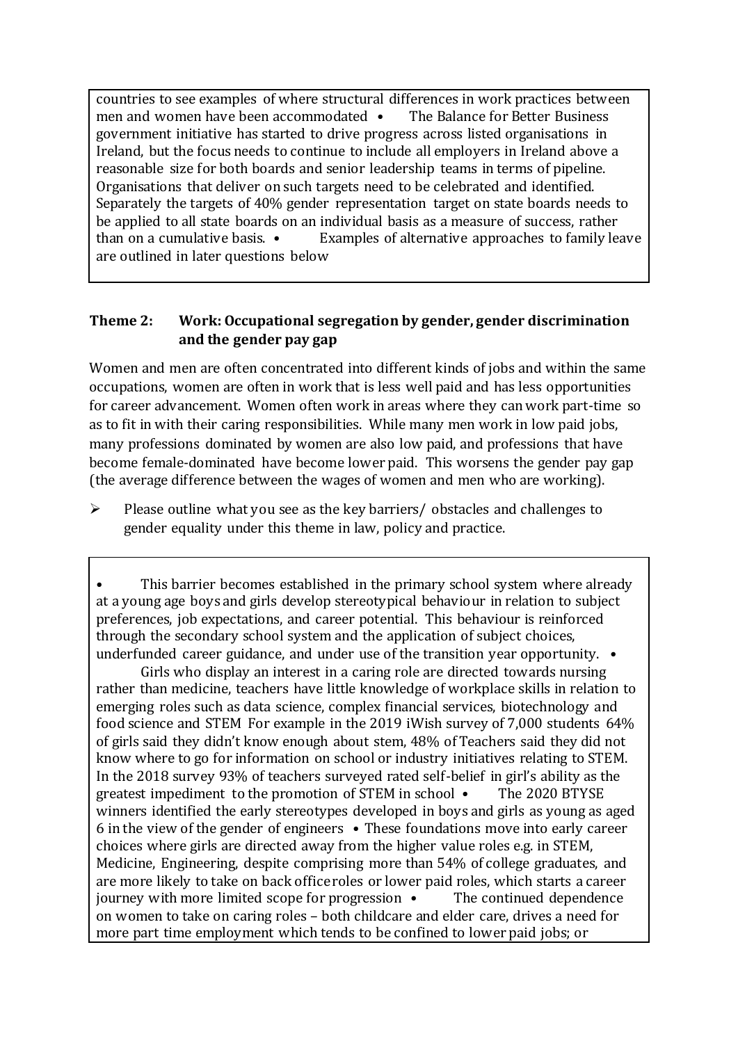countries to see examples of where structural differences in work practices between men and women have been accommodated • The Balance for Better Business government initiative has started to drive progress across listed organisations in Ireland, but the focus needs to continue to include all employers in Ireland above a reasonable size for both boards and senior leadership teams in terms of pipeline. Organisations that deliver on such targets need to be celebrated and identified. Separately the targets of 40% gender representation target on state boards needs to be applied to all state boards on an individual basis as a measure of success, rather than on a cumulative basis. • Examples of alternative approaches to family leave are outlined in later questions below

### Theme 2: Work: Occupational segregation by gender, gender discrimination and the gender pay gap

Women and men are often concentrated into different kinds of jobs and within the same occupations, women are often in work that is less well paid and has less opportunities for career advancement. Women often work in areas where they can work part-time so as to fit in with their caring responsibilities. While many men work in low paid jobs, many professions dominated by women are also low paid, and professions that have become female-dominated have become lower paid. This worsens the gender pay gap (the average difference between the wages of women and men who are working).

- Please outline what you see as the key barriers/ obstacles and challenges to gender equality under this theme in law, policy and practice.

• This barrier becomes established in the primary school system where already at a young age boys and girls develop stereotypical behaviour in relation to subject preferences, job expectations, and career potential. This behaviour is reinforced through the secondary school system and the application of subject choices, underfunded career guidance, and under use of the transition year opportunity. • Girls who display an interest in a caring role are directed towards nursing rather than medicine, teachers have little knowledge of workplace skills in relation to emerging roles such as data science, complex financial services, biotechnology and food science and STEM For example in the 2019 iWish survey of 7,000 students 64% of girls said they didn't know enough about stem, 48% of Teachers said they did not know where to go for information on school or industry initiatives relating to STEM. In the 2018 survey 93% of teachers surveyed rated self-belief in girl's ability as the greatest impediment to the promotion of STEM in school • The 2020 BTYSE winners identified the early stereotypes developed in boys and girls as young as aged 6 in the view of the gender of engineers • These foundations move into early career choices where girls are directed away from the higher value roles e.g. in STEM, Medicine, Engineering, despite comprising more than 54% of college graduates, and are more likely to take on back office roles or lower paid roles, which starts a career journey with more limited scope for progression • The continued dependence on women to take on caring roles – both childcare and elder care, drives a need for more part time employment which tends to be confined to lower paid jobs; or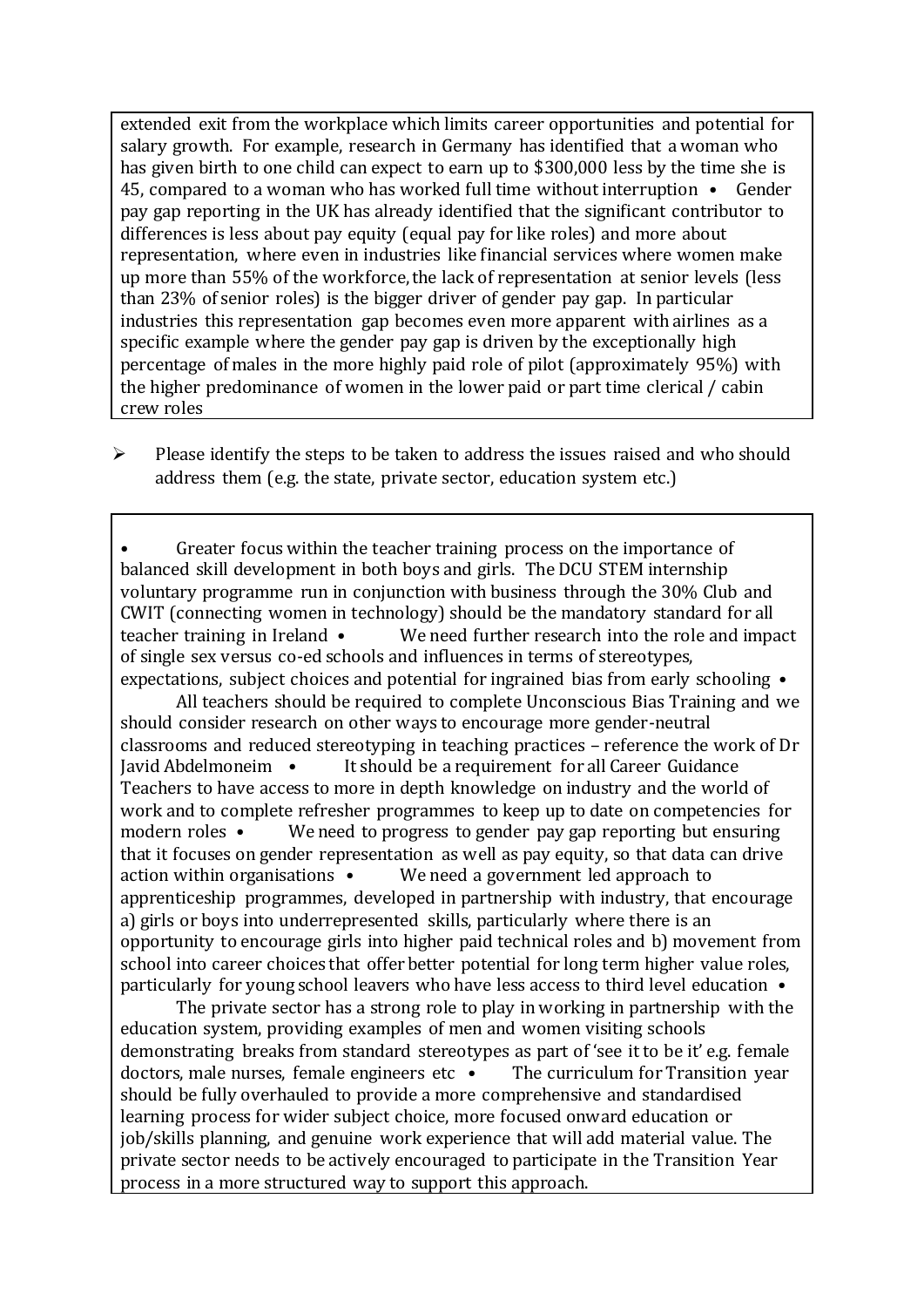extended exit from the workplace which limits career opportunities and potential for salary growth. For example, research in Germany has identified that a woman who has given birth to one child can expect to earn up to $300,000 less by the time she is 45, compared to a woman who has worked full time without interruption • Gender pay gap reporting in the UK has already identified that the significant contributor to differences is less about pay equity (equal pay for like roles) and more about representation, where even in industries like financial services where women make up more than 55% of the workforce, the lack of representation at senior levels (less than 23% of senior roles) is the bigger driver of gender pay gap. In particular industries this representation gap becomes even more apparent with airlines as a specific example where the gender pay gap is driven by the exceptionally high percentage of males in the more highly paid role of pilot (approximately 95%) with the higher predominance of women in the lower paid or part time clerical / cabin crew roles

- Please identify the steps to be taken to address the issues raised and who should address them (e.g. the state, private sector, education system etc.)

• Greater focus within the teacher training process on the importance of balanced skill development in both boys and girls. The DCU STEM internship voluntary programme run in conjunction with business through the 30% Club and CWIT (connecting women in technology) should be the mandatory standard for all teacher training in Ireland • We need further research into the role and impact of single sex versus co-ed schools and influences in terms of stereotypes, expectations, subject choices and potential for ingrained bias from early schooling • All teachers should be required to complete Unconscious Bias Training and we should consider research on other ways to encourage more gender-neutral classrooms and reduced stereotyping in teaching practices – reference the work of Dr Javid Abdelmoneim • It should be a requirement for all Career Guidance Teachers to have access to more in depth knowledge on industry and the world of work and to complete refresher programmes to keep up to date on competencies for modern roles • We need to progress to gender pay gap reporting but ensuring that it focuses on gender representation as well as pay equity, so that data can drive action within organisations • We need a government led approach to apprenticeship programmes, developed in partnership with industry, that encourage a) girls or boys into underrepresented skills, particularly where there is an opportunity to encourage girls into higher paid technical roles and b) movement from school into career choices that offer better potential for long term higher value roles, particularly for young school leavers who have less access to third level education • The private sector has a strong role to play in working in partnership with the education system, providing examples of men and women visiting schools demonstrating breaks from standard stereotypes as part of 'see it to be it' e.g. female doctors, male nurses, female engineers etc • The curriculum for Transition year should be fully overhauled to provide a more comprehensive and standardised learning process for wider subject choice, more focused onward education or job/skills planning, and genuine work experience that will add material value. The private sector needs to be actively encouraged to participate in the Transition Year process in a more structured way to support this approach.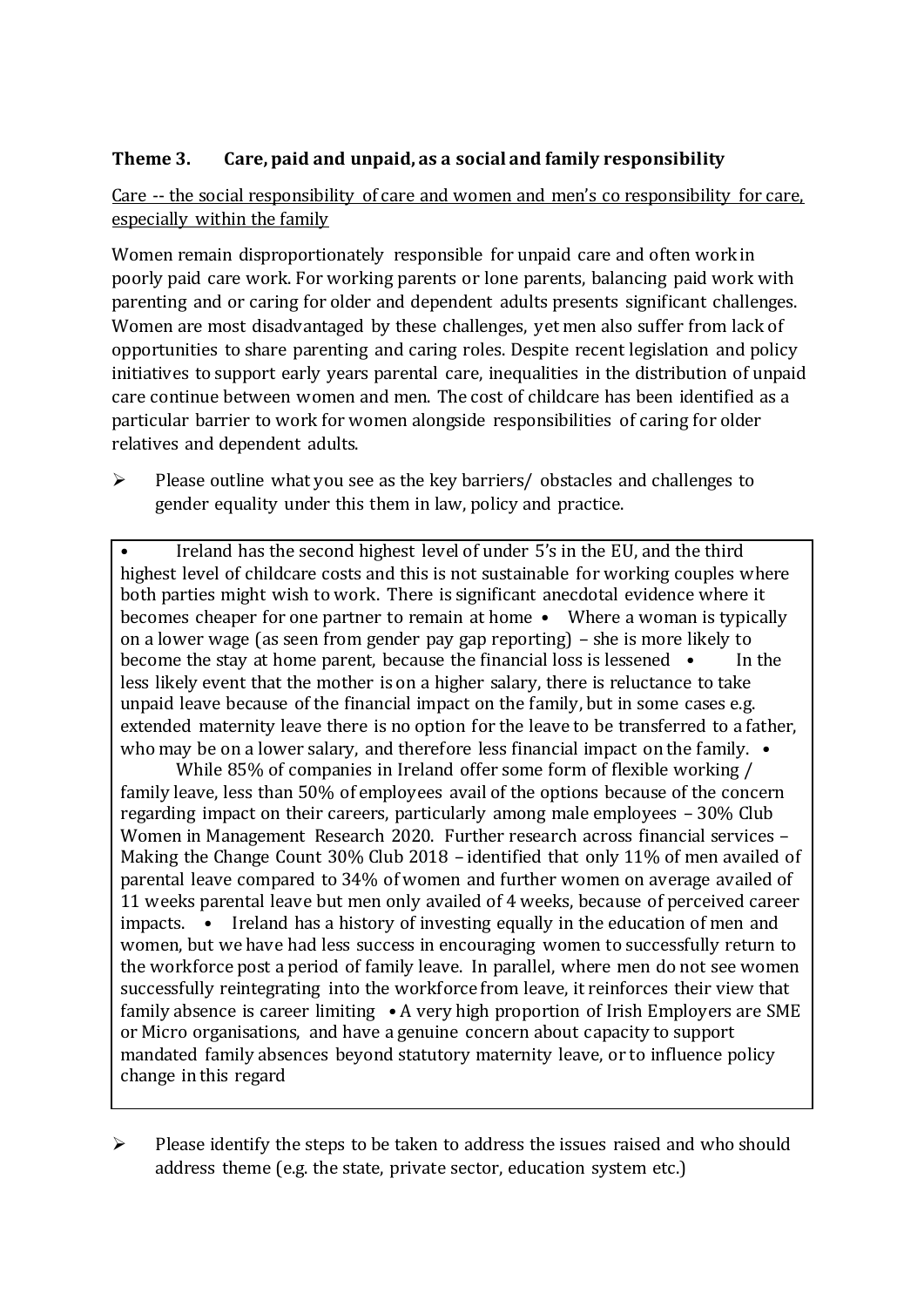## Theme 3. Care, paid and unpaid, as a social and family responsibility

Care -- the social responsibility of care and women and men's co responsibility for care, especially within the family

Women remain disproportionately responsible for unpaid care and often work in poorly paid care work. For working parents or lone parents, balancing paid work with parenting and or caring for older and dependent adults presents significant challenges. Women are most disadvantaged by these challenges, yet men also suffer from lack of opportunities to share parenting and caring roles. Despite recent legislation and policy initiatives to support early years parental care, inequalities in the distribution of unpaid care continue between women and men. The cost of childcare has been identified as a particular barrier to work for women alongside responsibilities of caring for older relatives and dependent adults.

- Please outline what you see as the key barriers/ obstacles and challenges to gender equality under this them in law, policy and practice.

> • Ireland has the second highest level of under 5's in the EU, and the third highest level of childcare costs and this is not sustainable for working couples where both parties might wish to work. There is significant anecdotal evidence where it becomes cheaper for one partner to remain at home • Where a woman is typically on a lower wage (as seen from gender pay gap reporting) – she is more likely to become the stay at home parent, because the financial loss is lessened • In the less likely event that the mother is on a higher salary, there is reluctance to take unpaid leave because of the financial impact on the family, but in some cases e.g. extended maternity leave there is no option for the leave to be transferred to a father, who may be on a lower salary, and therefore less financial impact on the family. • While 85% of companies in Ireland offer some form of flexible working / family leave, less than 50% of employees avail of the options because of the concern regarding impact on their careers, particularly among male employees – 30% Club Women in Management Research 2020. Further research across financial services – Making the Change Count 30% Club 2018 – identified that only 11% of men availed of parental leave compared to 34% of women and further women on average availed of 11 weeks parental leave but men only availed of 4 weeks, because of perceived career impacts. • Ireland has a history of investing equally in the education of men and women, but we have had less success in encouraging women to successfully return to the workforce post a period of family leave. In parallel, where men do not see women successfully reintegrating into the workforce from leave, it reinforces their view that family absence is career limiting • A very high proportion of Irish Employers are SME or Micro organisations, and have a genuine concern about capacity to support mandated family absences beyond statutory maternity leave, or to influence policy change in this regard

- Please identify the steps to be taken to address the issues raised and who should address theme (e.g. the state, private sector, education system etc.)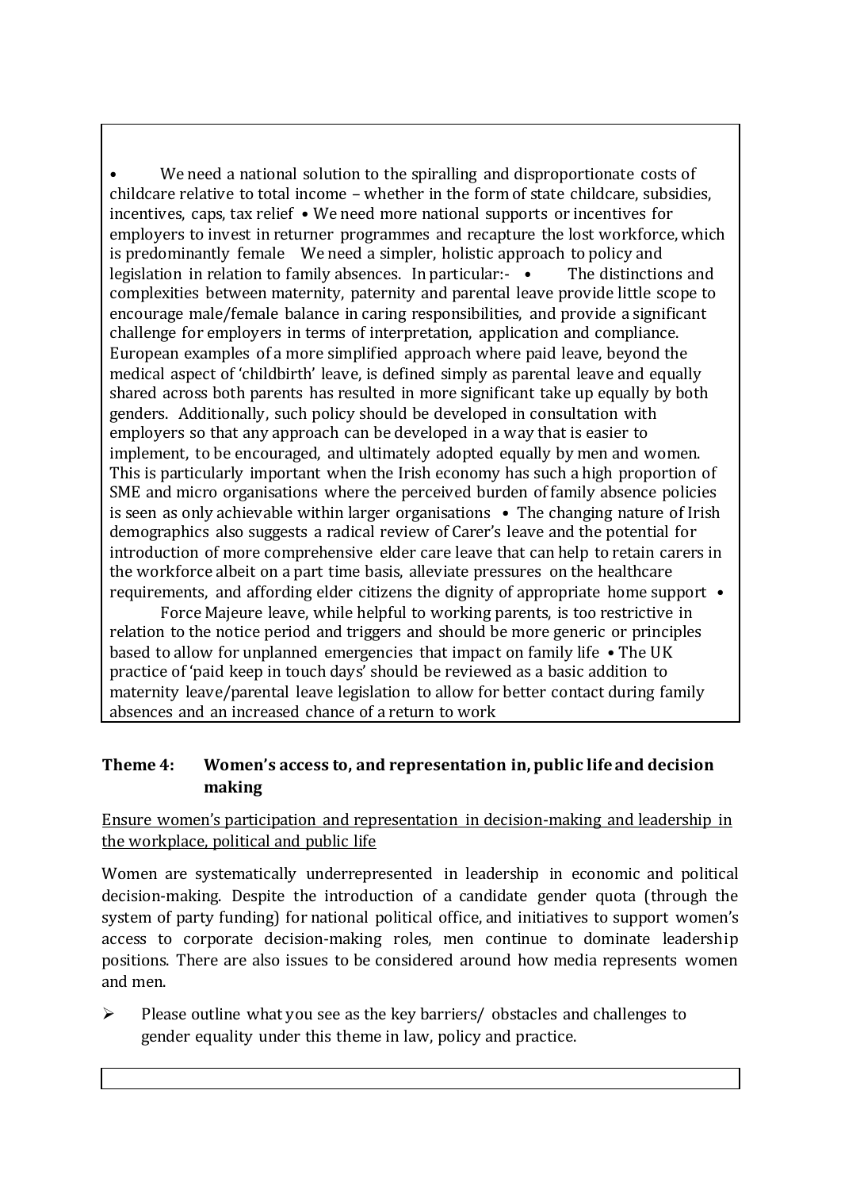- We need a national solution to the spiralling and disproportionate costs of childcare relative to total income – whether in the form of state childcare, subsidies, incentives, caps, tax relief • We need more national supports or incentives for employers to invest in returner programmes and recapture the lost workforce, which is predominantly female We need a simpler, holistic approach to policy and legislation in relation to family absences. In particular:- • The distinctions and complexities between maternity, paternity and parental leave provide little scope to encourage male/female balance in caring responsibilities, and provide a significant challenge for employers in terms of interpretation, application and compliance. European examples of a more simplified approach where paid leave, beyond the medical aspect of 'childbirth' leave, is defined simply as parental leave and equally shared across both parents has resulted in more significant take up equally by both genders. Additionally, such policy should be developed in consultation with employers so that any approach can be developed in a way that is easier to implement, to be encouraged, and ultimately adopted equally by men and women. This is particularly important when the Irish economy has such a high proportion of SME and micro organisations where the perceived burden of family absence policies is seen as only achievable within larger organisations • The changing nature of Irish demographics also suggests a radical review of Carer's leave and the potential for introduction of more comprehensive elder care leave that can help to retain carers in the workforce albeit on a part time basis, alleviate pressures on the healthcare requirements, and affording elder citizens the dignity of appropriate home support • Force Majeure leave, while helpful to working parents, is too restrictive in relation to the notice period and triggers and should be more generic or principles based to allow for unplanned emergencies that impact on family life • The UK practice of 'paid keep in touch days' should be reviewed as a basic addition to maternity leave/parental leave legislation to allow for better contact during family absences and an increased chance of a return to work

## Theme 4: Women's access to, and representation in, public life and decision making

Ensure women's participation and representation in decision-making and leadership in the workplace, political and public life

Women are systematically underrepresented in leadership in economic and political decision-making. Despite the introduction of a candidate gender quota (through the system of party funding) for national political office, and initiatives to support women's access to corporate decision-making roles, men continue to dominate leadership positions. There are also issues to be considered around how media represents women and men.

- Please outline what you see as the key barriers/ obstacles and challenges to gender equality under this theme in law, policy and practice.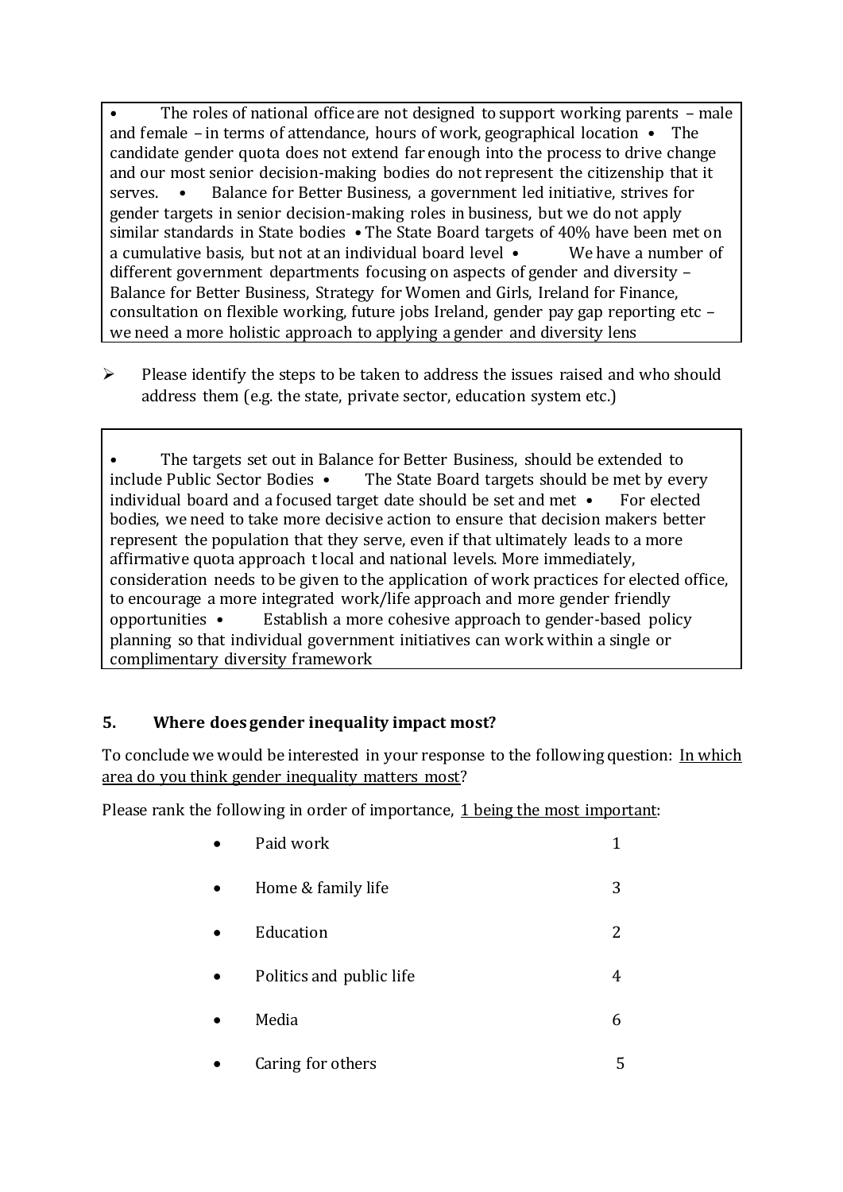• The roles of national office are not designed to support working parents – male and female – in terms of attendance, hours of work, geographical location • The candidate gender quota does not extend far enough into the process to drive change and our most senior decision-making bodies do not represent the citizenship that it serves. • Balance for Better Business, a government led initiative, strives for gender targets in senior decision-making roles in business, but we do not apply similar standards in State bodies • The State Board targets of 40% have been met on a cumulative basis, but not at an individual board level • We have a number of different government departments focusing on aspects of gender and diversity – Balance for Better Business, Strategy for Women and Girls, Ireland for Finance, consultation on flexible working, future jobs Ireland, gender pay gap reporting etc – we need a more holistic approach to applying a gender and diversity lens

➢ Please identify the steps to be taken to address the issues raised and who should address them (e.g. the state, private sector, education system etc.)

• The targets set out in Balance for Better Business, should be extended to include Public Sector Bodies • The State Board targets should be met by every individual board and a focused target date should be set and met • For elected bodies, we need to take more decisive action to ensure that decision makers better represent the population that they serve, even if that ultimately leads to a more affirmative quota approach t local and national levels. More immediately, consideration needs to be given to the application of work practices for elected office, to encourage a more integrated work/life approach and more gender friendly opportunities • Establish a more cohesive approach to gender-based policy planning so that individual government initiatives can work within a single or complimentary diversity framework

## 5. Where does gender inequality impact most?

To conclude we would be interested in your response to the following question: In which area do you think gender inequality matters most?

Please rank the following in order of importance, 1 being the most important:

- Paid work 1
- Home & family life 3
- Education 2
- Politics and public life 4
- Media 6
- Caring for others 5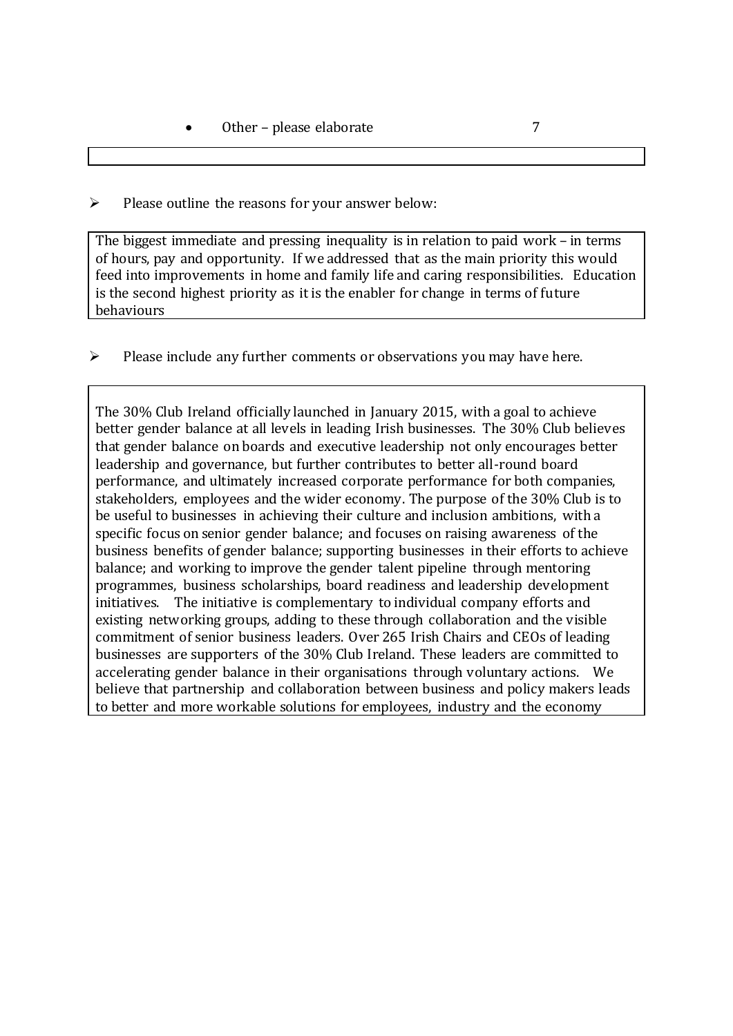- Other – please elaborate 7

➢ Please outline the reasons for your answer below:

The biggest immediate and pressing inequality is in relation to paid work – in terms of hours, pay and opportunity. If we addressed that as the main priority this would feed into improvements in home and family life and caring responsibilities. Education is the second highest priority as it is the enabler for change in terms of future behaviours

➢ Please include any further comments or observations you may have here.

The 30% Club Ireland officially launched in January 2015, with a goal to achieve better gender balance at all levels in leading Irish businesses. The 30% Club believes that gender balance on boards and executive leadership not only encourages better leadership and governance, but further contributes to better all-round board performance, and ultimately increased corporate performance for both companies, stakeholders, employees and the wider economy. The purpose of the 30% Club is to be useful to businesses in achieving their culture and inclusion ambitions, with a specific focus on senior gender balance; and focuses on raising awareness of the business benefits of gender balance; supporting businesses in their efforts to achieve balance; and working to improve the gender talent pipeline through mentoring programmes, business scholarships, board readiness and leadership development initiatives. The initiative is complementary to individual company efforts and existing networking groups, adding to these through collaboration and the visible commitment of senior business leaders. Over 265 Irish Chairs and CEOs of leading businesses are supporters of the 30% Club Ireland. These leaders are committed to accelerating gender balance in their organisations through voluntary actions. We believe that partnership and collaboration between business and policy makers leads to better and more workable solutions for employees, industry and the economy